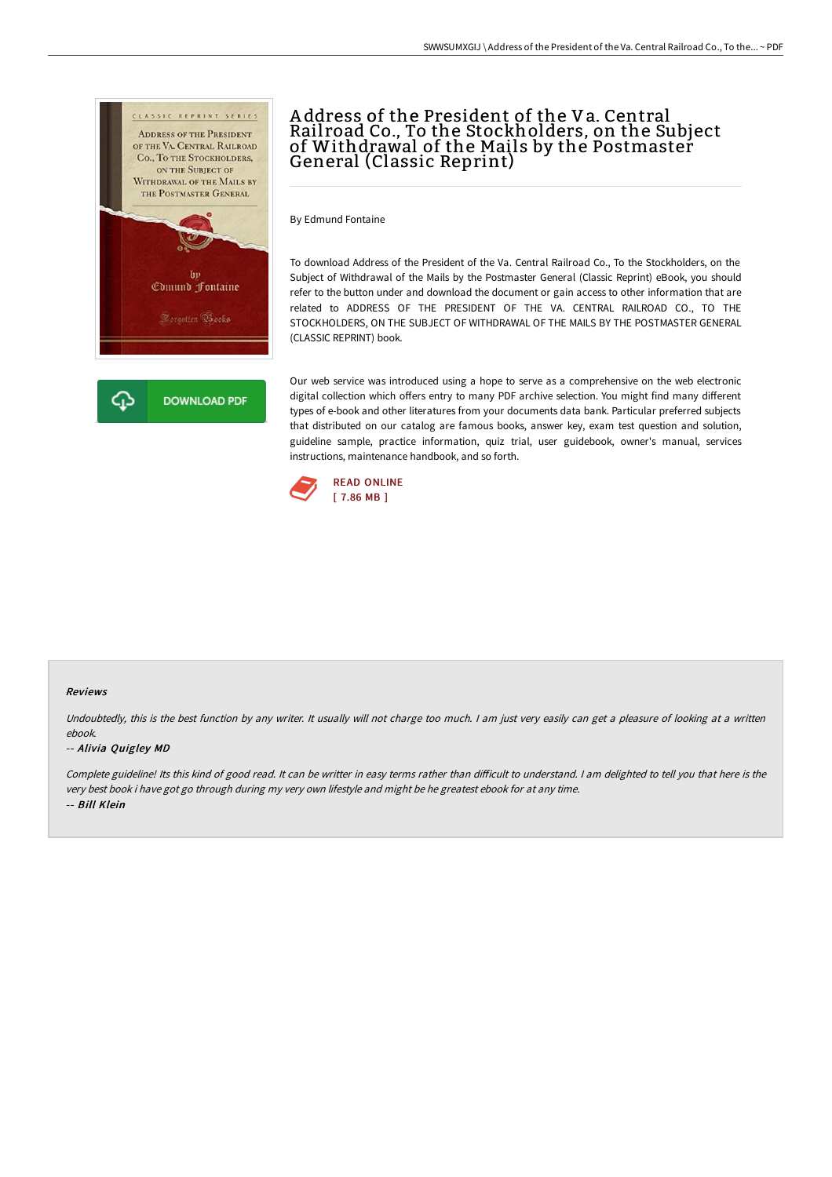# Address of the President of the Va. Central Railroad Co., To the Stockholders, on the Subject of Withdrawal of the Mails by the Postmaster General (Classic Reprint)

By Edmund Fontaine

To download Address of the President of the Va. Central Railroad Co., To the Stockholders, on the Subject of Withdrawal of the Mails by the Postmaster General (Classic Reprint) eBook, you should refer to the button under and download the document or gain access to other information that are related to ADDRESS OF THE PRESIDENT OF THE VA. CENTRAL RAILROAD CO., TO THE STOCKHOLDERS, ON THE SUBJECT OF WITHDRAWAL OF THE MAILS BY THE POSTMASTER GENERAL (CLASSIC REPRINT) book.

Our web service was introduced using a hope to serve as a comprehensive on the web electronic digital collection which offers entry to many PDF archive selection. You might find many different types of e-book and other literatures from your documents data bank. Particular preferred subjects that distributed on our catalog are famous books, answer key, exam test question and solution, guideline sample, practice information, quiz trial, user guidebook, owner's manual, services instructions, maintenance handbook, and so forth.

DOWNLOAD PDF

READ ONLINE
[ 7.86 MB ]

### Reviews

*Undoubtedly, this is the best function by any writer. It usually will not charge too much. I am just very easily can get a pleasure of looking at a written ebook.*

*-- Alivia Quigley MD*

*Complete guideline! Its this kind of good read. It can be writter in easy terms rather than difficult to understand. I am delighted to tell you that here is the very best book i have got go through during my very own lifestyle and might be he greatest ebook for at any time.*

*-- Bill Klein*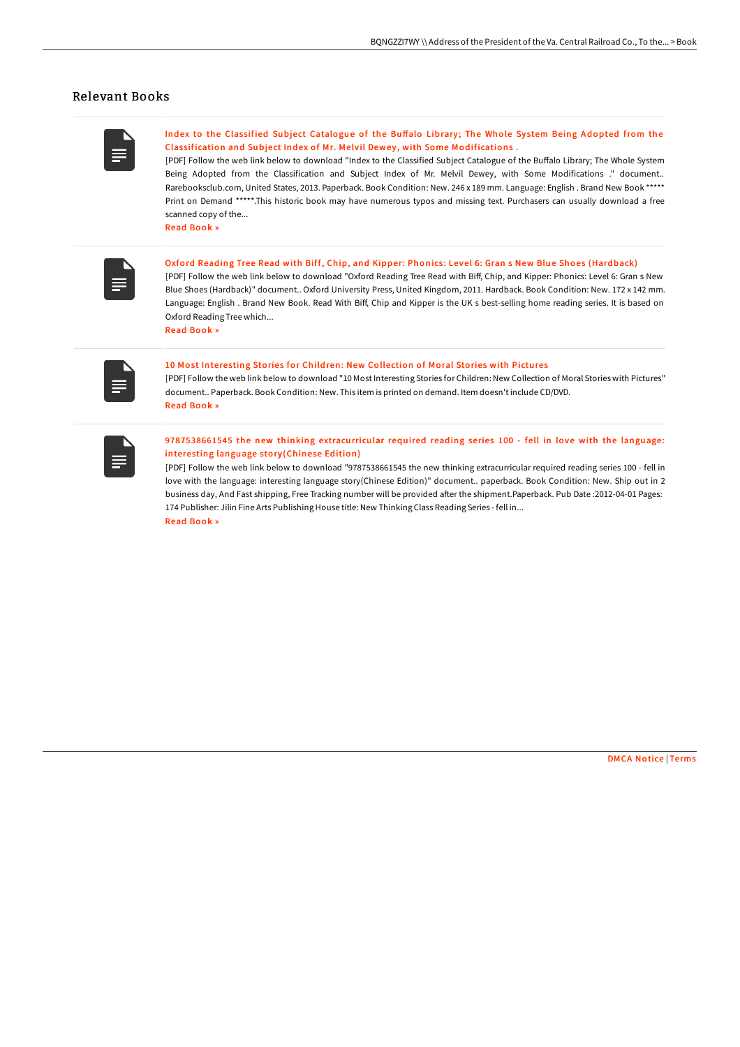## Relevant Books

### Index to the Classified Subject Catalogue of the Buffalo Library; The Whole System Being Adopted from the Classification and Subject Index of Mr. Melvil Dewey, with Some Modifications .

[PDF] Follow the web link below to download "Index to the Classified Subject Catalogue of the Buffalo Library; The Whole System Being Adopted from the Classification and Subject Index of Mr. Melvil Dewey, with Some Modifications ." document.. Rarebooksclub.com, United States, 2013. Paperback. Book Condition: New. 246 x 189 mm. Language: English . Brand New Book ***** Print on Demand *****.This historic book may have numerous typos and missing text. Purchasers can usually download a free scanned copy of the...

Read Book »

### Oxford Reading Tree Read with Biff, Chip, and Kipper: Phonics: Level 6: Gran s New Blue Shoes (Hardback)

[PDF] Follow the web link below to download "Oxford Reading Tree Read with Biff, Chip, and Kipper: Phonics: Level 6: Gran s New Blue Shoes (Hardback)" document.. Oxford University Press, United Kingdom, 2011. Hardback. Book Condition: New. 172 x 142 mm. Language: English . Brand New Book. Read With Biff, Chip and Kipper is the UK s best-selling home reading series. It is based on Oxford Reading Tree which...

Read Book »

### 10 Most Interesting Stories for Children: New Collection of Moral Stories with Pictures

[PDF] Follow the web link below to download "10 Most Interesting Stories for Children: New Collection of Moral Stories with Pictures" document.. Paperback. Book Condition: New. This item is printed on demand. Item doesn't include CD/DVD.

Read Book »

### 9787538661545 the new thinking extracurricular required reading series 100 - fell in love with the language: interesting language story(Chinese Edition)

[PDF] Follow the web link below to download "9787538661545 the new thinking extracurricular required reading series 100 - fell in love with the language: interesting language story(Chinese Edition)" document.. paperback. Book Condition: New. Ship out in 2 business day, And Fast shipping, Free Tracking number will be provided after the shipment.Paperback. Pub Date :2012-04-01 Pages: 174 Publisher: Jilin Fine Arts Publishing House title: New Thinking Class Reading Series - fell in...

Read Book »

DMCA Notice | Terms